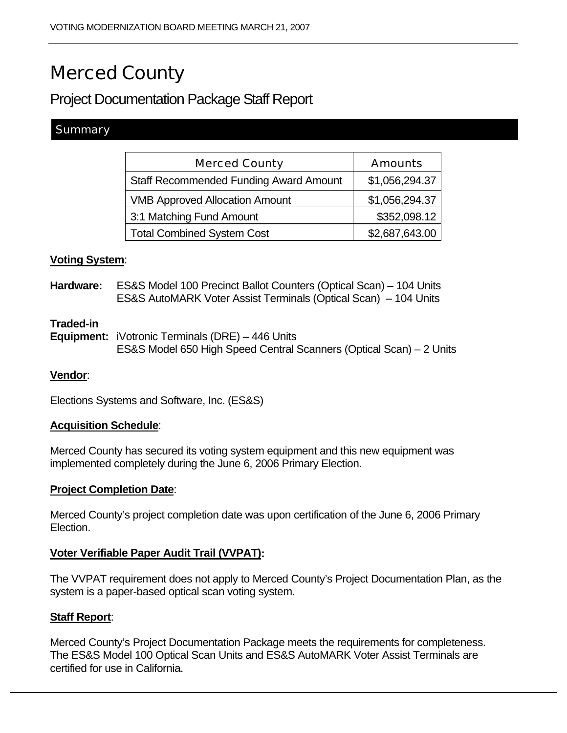# Merced County

## Project Documentation Package Staff Report

### Summary

| Merced County | Amounts |
|---|---|
| Staff Recommended Funding Award Amount | $1,056,294.37 |
| VMB Approved Allocation Amount | $1,056,294.37 |
| 3:1 Matching Fund Amount | $352,098.12 |
| Total Combined System Cost | $2,687,643.00 |

**Voting System**:

**Hardware:** ES&S Model 100 Precinct Ballot Counters (Optical Scan) – 104 Units
ES&S AutoMARK Voter Assist Terminals (Optical Scan) – 104 Units

**Traded-in Equipment:** iVotronic Terminals (DRE) – 446 Units
ES&S Model 650 High Speed Central Scanners (Optical Scan) – 2 Units

**Vendor**:

Elections Systems and Software, Inc. (ES&S)

**Acquisition Schedule**:

Merced County has secured its voting system equipment and this new equipment was implemented completely during the June 6, 2006 Primary Election.

**Project Completion Date**:

Merced County's project completion date was upon certification of the June 6, 2006 Primary Election.

**Voter Verifiable Paper Audit Trail (VVPAT):**

The VVPAT requirement does not apply to Merced County's Project Documentation Plan, as the system is a paper-based optical scan voting system.

**Staff Report**:

Merced County's Project Documentation Package meets the requirements for completeness. The ES&S Model 100 Optical Scan Units and ES&S AutoMARK Voter Assist Terminals are certified for use in California.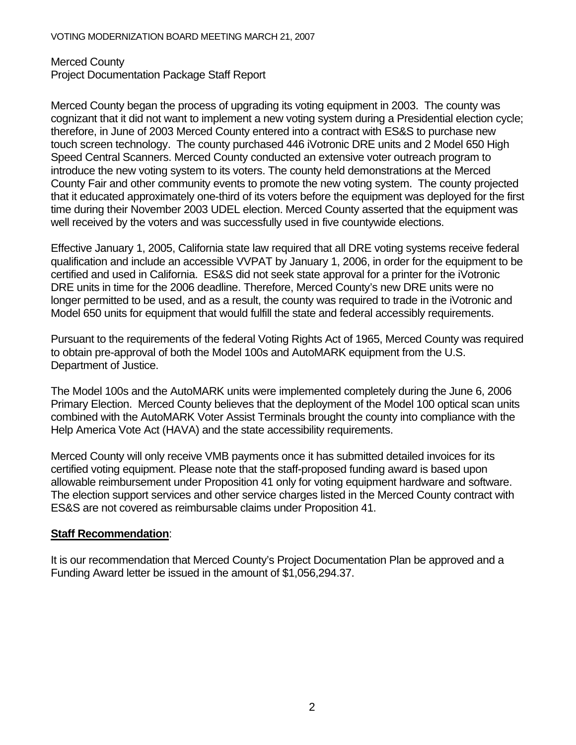Merced County
Project Documentation Package Staff Report

Merced County began the process of upgrading its voting equipment in 2003. The county was cognizant that it did not want to implement a new voting system during a Presidential election cycle; therefore, in June of 2003 Merced County entered into a contract with ES&S to purchase new touch screen technology. The county purchased 446 iVotronic DRE units and 2 Model 650 High Speed Central Scanners. Merced County conducted an extensive voter outreach program to introduce the new voting system to its voters. The county held demonstrations at the Merced County Fair and other community events to promote the new voting system. The county projected that it educated approximately one-third of its voters before the equipment was deployed for the first time during their November 2003 UDEL election. Merced County asserted that the equipment was well received by the voters and was successfully used in five countywide elections.

Effective January 1, 2005, California state law required that all DRE voting systems receive federal qualification and include an accessible VVPAT by January 1, 2006, in order for the equipment to be certified and used in California. ES&S did not seek state approval for a printer for the iVotronic DRE units in time for the 2006 deadline. Therefore, Merced County's new DRE units were no longer permitted to be used, and as a result, the county was required to trade in the iVotronic and Model 650 units for equipment that would fulfill the state and federal accessibly requirements.

Pursuant to the requirements of the federal Voting Rights Act of 1965, Merced County was required to obtain pre-approval of both the Model 100s and AutoMARK equipment from the U.S. Department of Justice.

The Model 100s and the AutoMARK units were implemented completely during the June 6, 2006 Primary Election. Merced County believes that the deployment of the Model 100 optical scan units combined with the AutoMARK Voter Assist Terminals brought the county into compliance with the Help America Vote Act (HAVA) and the state accessibility requirements.

Merced County will only receive VMB payments once it has submitted detailed invoices for its certified voting equipment. Please note that the staff-proposed funding award is based upon allowable reimbursement under Proposition 41 only for voting equipment hardware and software. The election support services and other service charges listed in the Merced County contract with ES&S are not covered as reimbursable claims under Proposition 41.

**Staff Recommendation**:

It is our recommendation that Merced County's Project Documentation Plan be approved and a Funding Award letter be issued in the amount of $1,056,294.37.